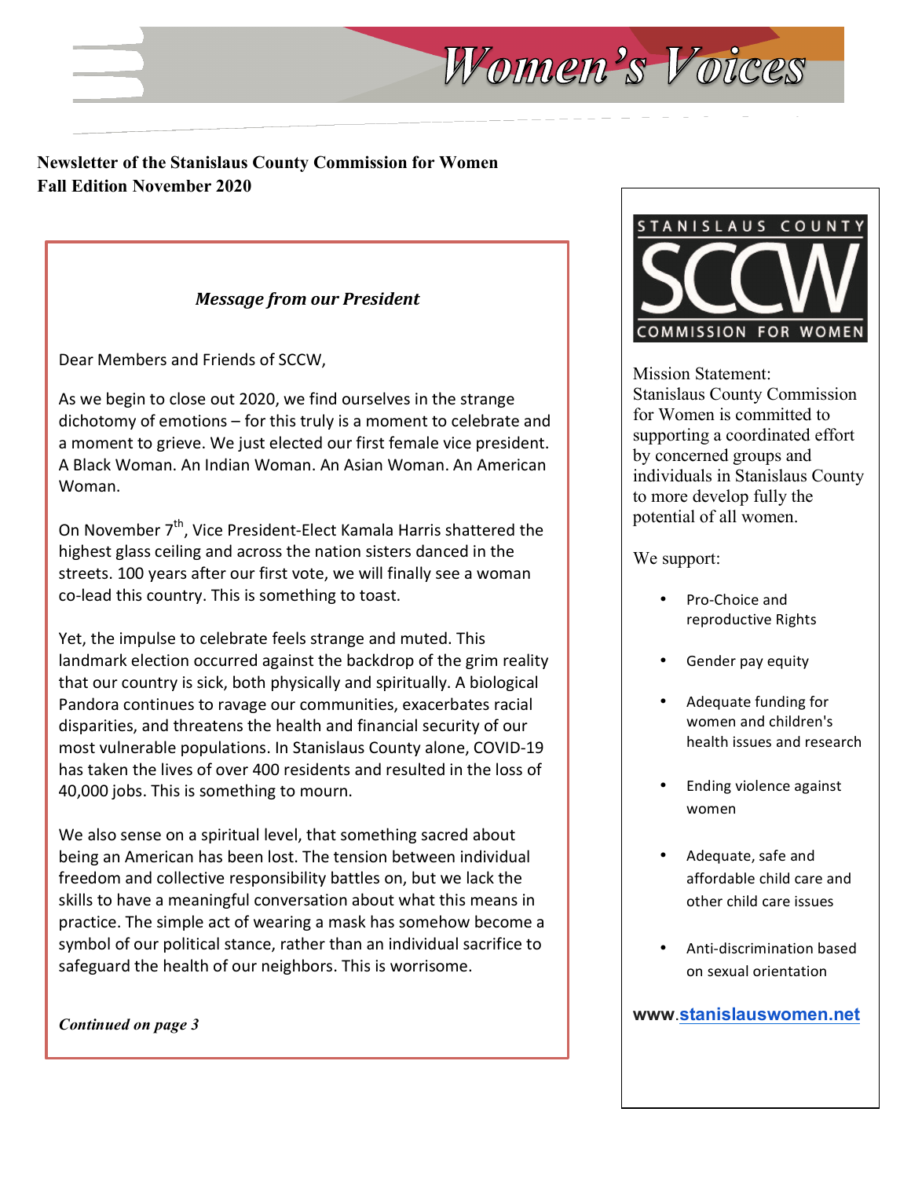# Women's Voices

**Newsletter of the Stanislaus County Commission for Women**
**Fall Edition November 2020**

### *Message from our President*

Dear Members and Friends of SCCW,

As we begin to close out 2020, we find ourselves in the strange dichotomy of emotions – for this truly is a moment to celebrate and a moment to grieve. We just elected our first female vice president. A Black Woman. An Indian Woman. An Asian Woman. An American Woman.

On November 7th, Vice President-Elect Kamala Harris shattered the highest glass ceiling and across the nation sisters danced in the streets. 100 years after our first vote, we will finally see a woman co-lead this country. This is something to toast.

Yet, the impulse to celebrate feels strange and muted. This landmark election occurred against the backdrop of the grim reality that our country is sick, both physically and spiritually. A biological Pandora continues to ravage our communities, exacerbates racial disparities, and threatens the health and financial security of our most vulnerable populations. In Stanislaus County alone, COVID-19 has taken the lives of over 400 residents and resulted in the loss of 40,000 jobs. This is something to mourn.

We also sense on a spiritual level, that something sacred about being an American has been lost. The tension between individual freedom and collective responsibility battles on, but we lack the skills to have a meaningful conversation about what this means in practice. The simple act of wearing a mask has somehow become a symbol of our political stance, rather than an individual sacrifice to safeguard the health of our neighbors. This is worrisome.

***Continued on page 3***

STANISLAUS COUNTY SCCW COMMISSION FOR WOMEN

Mission Statement:
Stanislaus County Commission for Women is committed to supporting a coordinated effort by concerned groups and individuals in Stanislaus County to more develop fully the potential of all women.

We support:

- Pro-Choice and reproductive Rights
- Gender pay equity
- Adequate funding for women and children's health issues and research
- Ending violence against women
- Adequate, safe and affordable child care and other child care issues
- Anti-discrimination based on sexual orientation

**www.stanislauswomen.net**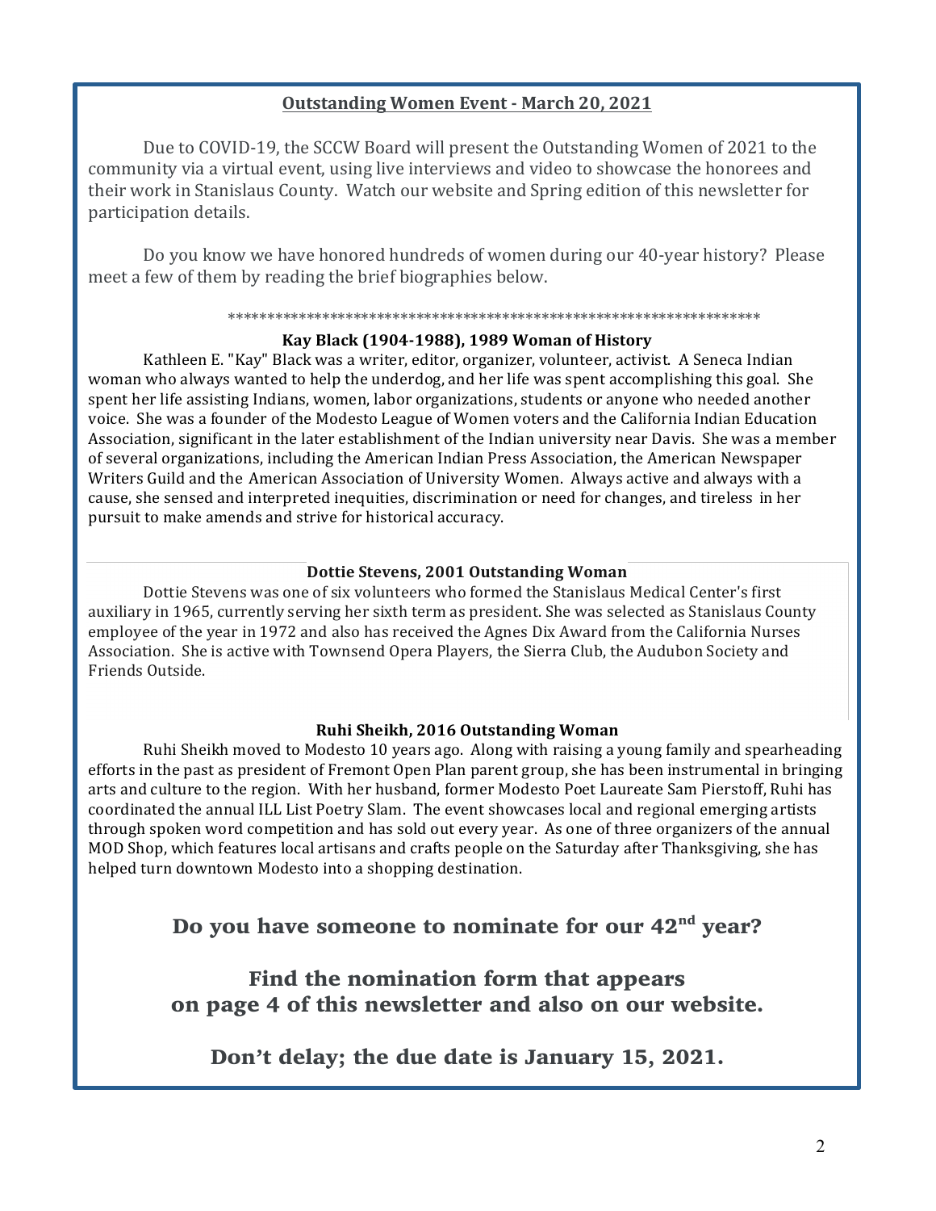## Outstanding Women Event - March 20, 2021

Due to COVID-19, the SCCW Board will present the Outstanding Women of 2021 to the community via a virtual event, using live interviews and video to showcase the honorees and their work in Stanislaus County. Watch our website and Spring edition of this newsletter for participation details.

Do you know we have honored hundreds of women during our 40-year history? Please meet a few of them by reading the brief biographies below.

\*\*\*\*\*\*\*\*\*\*\*\*\*\*\*\*\*\*\*\*\*\*\*\*\*\*\*\*\*\*\*\*\*\*\*\*\*\*\*\*\*\*\*\*\*\*\*\*\*\*\*\*\*\*\*\*\*\*\*\*\*\*\*\*\*\*\*\*

### Kay Black (1904-1988), 1989 Woman of History

Kathleen E. "Kay" Black was a writer, editor, organizer, volunteer, activist. A Seneca Indian woman who always wanted to help the underdog, and her life was spent accomplishing this goal. She spent her life assisting Indians, women, labor organizations, students or anyone who needed another voice. She was a founder of the Modesto League of Women voters and the California Indian Education Association, significant in the later establishment of the Indian university near Davis. She was a member of several organizations, including the American Indian Press Association, the American Newspaper Writers Guild and the American Association of University Women. Always active and always with a cause, she sensed and interpreted inequities, discrimination or need for changes, and tireless in her pursuit to make amends and strive for historical accuracy.

### Dottie Stevens, 2001 Outstanding Woman

Dottie Stevens was one of six volunteers who formed the Stanislaus Medical Center's first auxiliary in 1965, currently serving her sixth term as president. She was selected as Stanislaus County employee of the year in 1972 and also has received the Agnes Dix Award from the California Nurses Association. She is active with Townsend Opera Players, the Sierra Club, the Audubon Society and Friends Outside.

### Ruhi Sheikh, 2016 Outstanding Woman

Ruhi Sheikh moved to Modesto 10 years ago. Along with raising a young family and spearheading efforts in the past as president of Fremont Open Plan parent group, she has been instrumental in bringing arts and culture to the region. With her husband, former Modesto Poet Laureate Sam Pierstoff, Ruhi has coordinated the annual ILL List Poetry Slam. The event showcases local and regional emerging artists through spoken word competition and has sold out every year. As one of three organizers of the annual MOD Shop, which features local artisans and crafts people on the Saturday after Thanksgiving, she has helped turn downtown Modesto into a shopping destination.

## Do you have someone to nominate for our 42nd year?

## Find the nomination form that appears on page 4 of this newsletter and also on our website.

## Don't delay; the due date is January 15, 2021.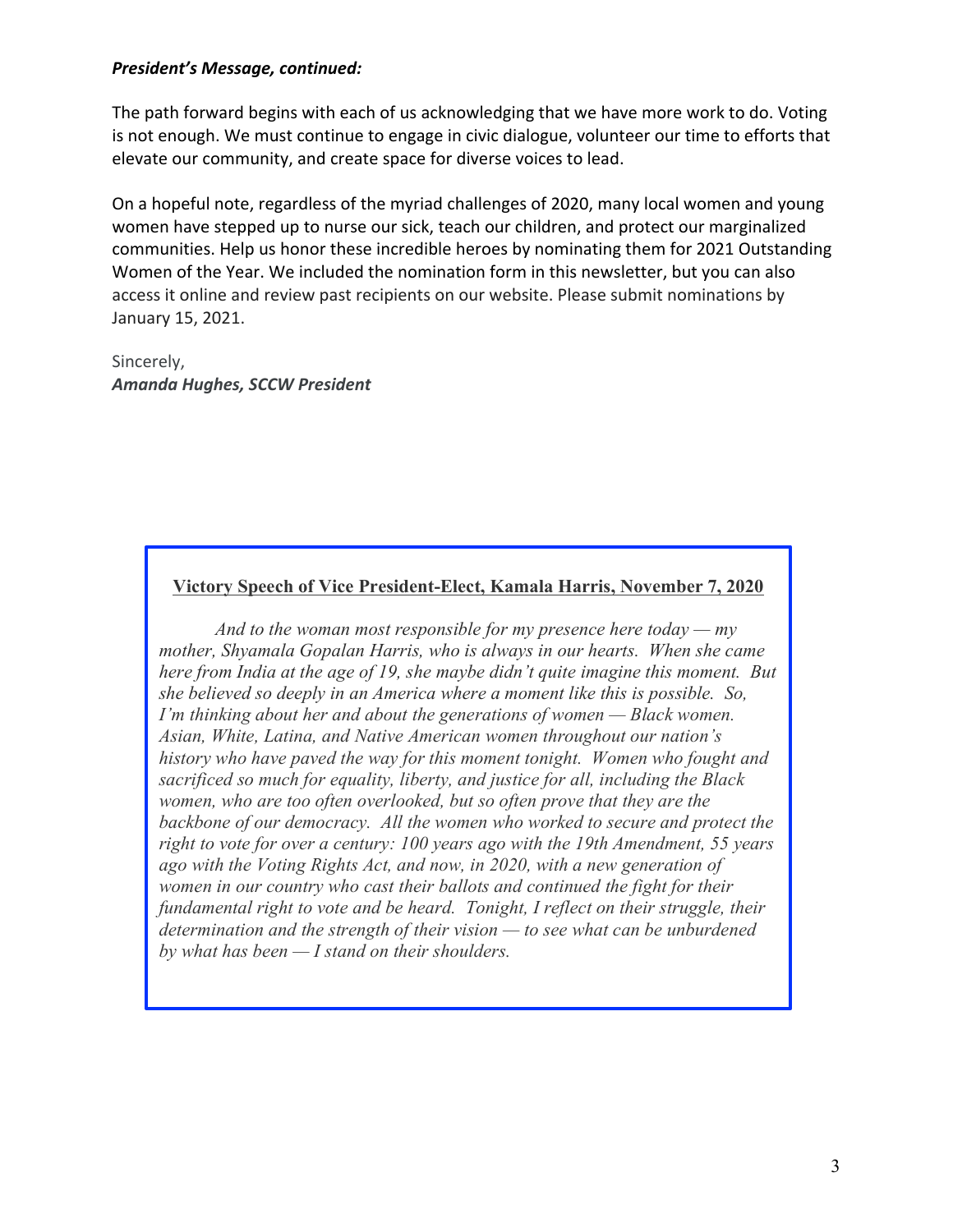***President's Message, continued:***

The path forward begins with each of us acknowledging that we have more work to do. Voting is not enough. We must continue to engage in civic dialogue, volunteer our time to efforts that elevate our community, and create space for diverse voices to lead.

On a hopeful note, regardless of the myriad challenges of 2020, many local women and young women have stepped up to nurse our sick, teach our children, and protect our marginalized communities. Help us honor these incredible heroes by nominating them for 2021 Outstanding Women of the Year. We included the nomination form in this newsletter, but you can also access it online and review past recipients on our website. Please submit nominations by January 15, 2021.

Sincerely,
***Amanda Hughes, SCCW President***

**Victory Speech of Vice President-Elect, Kamala Harris, November 7, 2020**

*And to the woman most responsible for my presence here today — my mother, Shyamala Gopalan Harris, who is always in our hearts. When she came here from India at the age of 19, she maybe didn't quite imagine this moment. But she believed so deeply in an America where a moment like this is possible. So, I'm thinking about her and about the generations of women — Black women. Asian, White, Latina, and Native American women throughout our nation's history who have paved the way for this moment tonight. Women who fought and sacrificed so much for equality, liberty, and justice for all, including the Black women, who are too often overlooked, but so often prove that they are the backbone of our democracy. All the women who worked to secure and protect the right to vote for over a century: 100 years ago with the 19th Amendment, 55 years ago with the Voting Rights Act, and now, in 2020, with a new generation of women in our country who cast their ballots and continued the fight for their fundamental right to vote and be heard. Tonight, I reflect on their struggle, their determination and the strength of their vision — to see what can be unburdened by what has been — I stand on their shoulders.*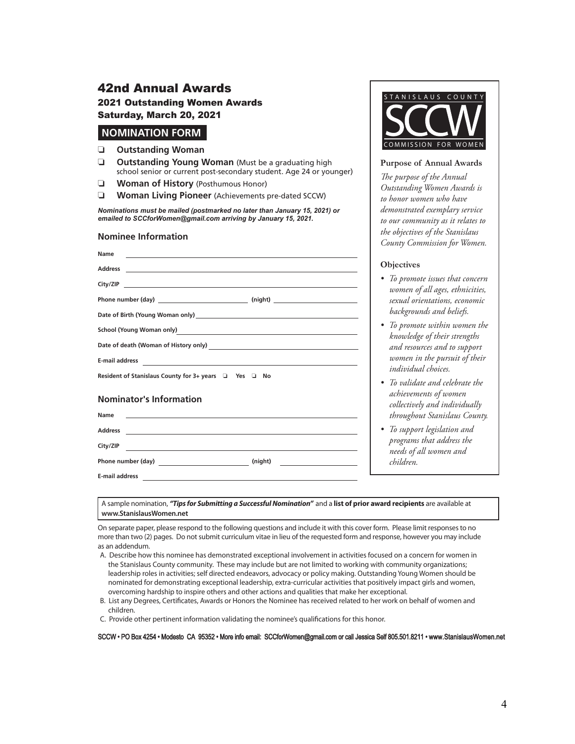# 42nd Annual Awards

## 2021 Outstanding Women Awards

## Saturday, March 20, 2021

## NOMINATION FORM

- ❏ **Outstanding Woman**
- ❏ **Outstanding Young Woman** (Must be a graduating high school senior or current post-secondary student. Age 24 or younger)
- ❏ **Woman of History** (Posthumous Honor)
- ❏ **Woman Living Pioneer** (Achievements pre-dated SCCW)

***Nominations must be mailed (postmarked no later than January 15, 2021) or emailed to SCCforWomen@gmail.com arriving by January 15, 2021.***

### Nominee Information

**Name** \_\_\_\_\_\_\_\_\_\_\_\_\_\_\_\_\_\_\_\_\_\_\_\_\_\_\_\_\_\_\_\_\_\_\_\_\_\_\_\_

**Address** \_\_\_\_\_\_\_\_\_\_\_\_\_\_\_\_\_\_\_\_\_\_\_\_\_\_\_\_\_\_\_\_\_\_\_\_\_\_\_\_

**City/ZIP** \_\_\_\_\_\_\_\_\_\_\_\_\_\_\_\_\_\_\_\_\_\_\_\_\_\_\_\_\_\_\_\_\_\_\_\_\_\_\_\_

**Phone number (day)** \_\_\_\_\_\_\_\_\_\_\_\_\_\_\_\_ **(night)** \_\_\_\_\_\_\_\_\_\_\_\_\_\_\_\_

**Date of Birth (Young Woman only)** \_\_\_\_\_\_\_\_\_\_\_\_\_\_\_\_\_\_\_\_\_\_\_\_\_\_\_\_

**School (Young Woman only)** \_\_\_\_\_\_\_\_\_\_\_\_\_\_\_\_\_\_\_\_\_\_\_\_\_\_\_\_

**Date of death (Woman of History only)** \_\_\_\_\_\_\_\_\_\_\_\_\_\_\_\_\_\_\_\_\_\_\_\_\_\_\_\_

**E-mail address** \_\_\_\_\_\_\_\_\_\_\_\_\_\_\_\_\_\_\_\_\_\_\_\_\_\_\_\_\_\_\_\_\_\_\_\_\_\_\_\_

**Resident of Stanislaus County for 3+ years** ❏ **Yes** ❏ **No**

### Nominator's Information

**Name** \_\_\_\_\_\_\_\_\_\_\_\_\_\_\_\_\_\_\_\_\_\_\_\_\_\_\_\_\_\_\_\_\_\_\_\_\_\_\_\_

**Address** \_\_\_\_\_\_\_\_\_\_\_\_\_\_\_\_\_\_\_\_\_\_\_\_\_\_\_\_\_\_\_\_\_\_\_\_\_\_\_\_

**City/ZIP** \_\_\_\_\_\_\_\_\_\_\_\_\_\_\_\_\_\_\_\_\_\_\_\_\_\_\_\_\_\_\_\_\_\_\_\_\_\_\_\_

**Phone number (day)** \_\_\_\_\_\_\_\_\_\_\_\_\_\_\_\_ **(night)** \_\_\_\_\_\_\_\_\_\_\_\_\_\_\_\_

**E-mail address** \_\_\_\_\_\_\_\_\_\_\_\_\_\_\_\_\_\_\_\_\_\_\_\_\_\_\_\_\_\_\_\_\_\_\_\_\_\_\_\_

STANISLAUS COUNTY SCCW COMMISSION FOR WOMEN

**Purpose of Annual Awards**

*The purpose of the Annual Outstanding Women Awards is to honor women who have demonstrated exemplary service to our community as it relates to the objectives of the Stanislaus County Commission for Women.*

**Objectives**

- *To promote issues that concern women of all ages, ethnicities, sexual orientations, economic backgrounds and beliefs.*
- *To promote within women the knowledge of their strengths and resources and to support women in the pursuit of their individual choices.*
- *To validate and celebrate the achievements of women collectively and individually throughout Stanislaus County.*
- *To support legislation and programs that address the needs of all women and children.*

A sample nomination, ***"Tips for Submitting a Successful Nomination"*** and a **list of prior award recipients** are available at **www.StanislausWomen.net**

On separate paper, please respond to the following questions and include it with this cover form. Please limit responses to no more than two (2) pages. Do not submit curriculum vitae in lieu of the requested form and response, however you may include as an addendum.

A. Describe how this nominee has demonstrated exceptional involvement in activities focused on a concern for women in the Stanislaus County community. These may include but are not limited to working with community organizations; leadership roles in activities; self directed endeavors, advocacy or policy making. Outstanding Young Women should be nominated for demonstrating exceptional leadership, extra-curricular activities that positively impact girls and women, overcoming hardship to inspire others and other actions and qualities that make her exceptional.

B. List any Degrees, Certificates, Awards or Honors the Nominee has received related to her work on behalf of women and children.

C. Provide other pertinent information validating the nominee's qualifications for this honor.

SCCW • PO Box 4254 • Modesto CA 95352 • More info email: SCCforWomen@gmail.com or call Jessica Self 805.501.8211 • www.StanislausWomen.net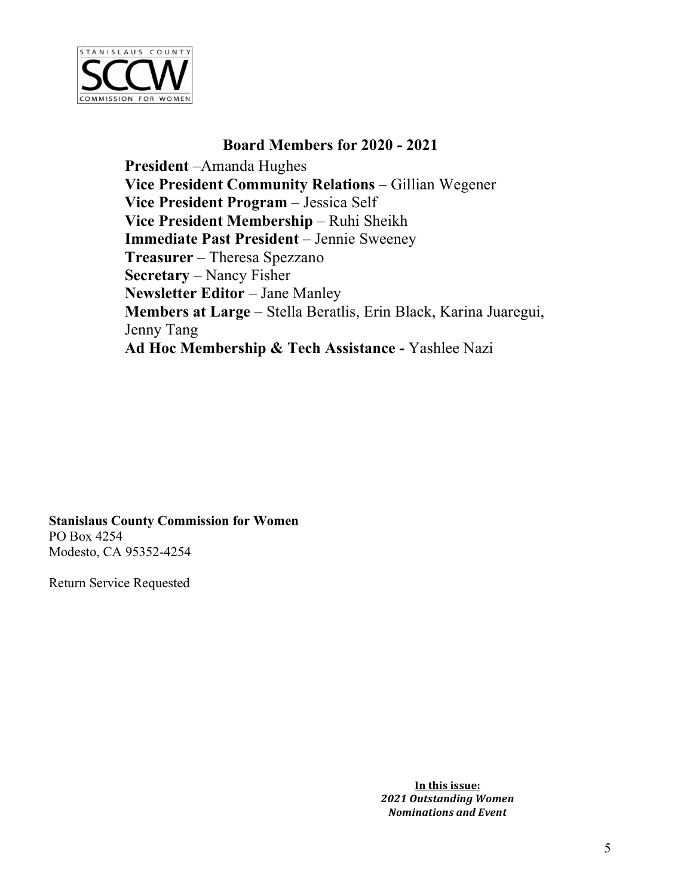STANISLAUS COUNTY SCCW COMMISSION FOR WOMEN

## Board Members for 2020 - 2021

**President** –Amanda Hughes
**Vice President Community Relations** – Gillian Wegener
**Vice President Program** – Jessica Self
**Vice President Membership** – Ruhi Sheikh
**Immediate Past President** – Jennie Sweeney
**Treasurer** – Theresa Spezzano
**Secretary** – Nancy Fisher
**Newsletter Editor** – Jane Manley
**Members at Large** – Stella Beratlis, Erin Black, Karina Juaregui, Jenny Tang
**Ad Hoc Membership & Tech Assistance -** Yashlee Nazi

**Stanislaus County Commission for Women**
PO Box 4254
Modesto, CA 95352-4254

Return Service Requested

**In this issue:**
***2021 Outstanding Women Nominations and Event***